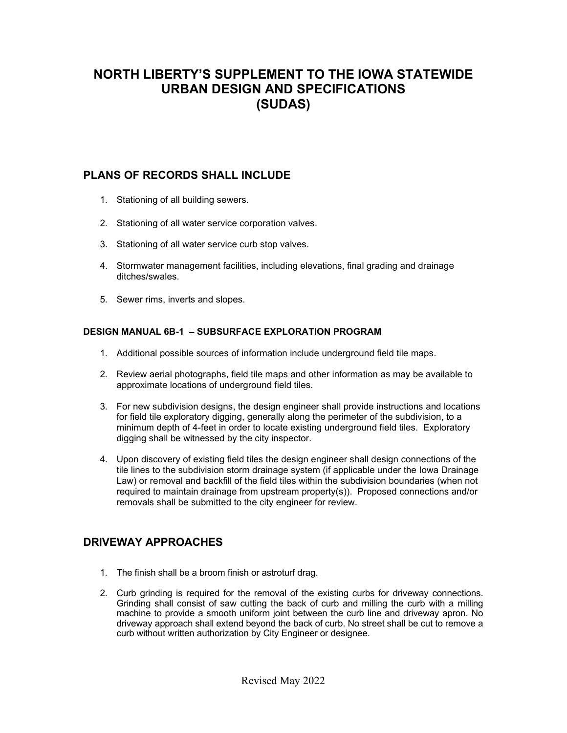# NORTH LIBERTY'S SUPPLEMENT TO THE IOWA STATEWIDE URBAN DESIGN AND SPECIFICATIONS (SUDAS)

## PLANS OF RECORDS SHALL INCLUDE

1. Stationing of all building sewers.
2. Stationing of all water service corporation valves.
3. Stationing of all water service curb stop valves.
4. Stormwater management facilities, including elevations, final grading and drainage ditches/swales.
5. Sewer rims, inverts and slopes.

### DESIGN MANUAL 6B-1 – SUBSURFACE EXPLORATION PROGRAM

1. Additional possible sources of information include underground field tile maps.
2. Review aerial photographs, field tile maps and other information as may be available to approximate locations of underground field tiles.
3. For new subdivision designs, the design engineer shall provide instructions and locations for field tile exploratory digging, generally along the perimeter of the subdivision, to a minimum depth of 4-feet in order to locate existing underground field tiles. Exploratory digging shall be witnessed by the city inspector.
4. Upon discovery of existing field tiles the design engineer shall design connections of the tile lines to the subdivision storm drainage system (if applicable under the Iowa Drainage Law) or removal and backfill of the field tiles within the subdivision boundaries (when not required to maintain drainage from upstream property(s)). Proposed connections and/or removals shall be submitted to the city engineer for review.

## DRIVEWAY APPROACHES

1. The finish shall be a broom finish or astroturf drag.
2. Curb grinding is required for the removal of the existing curbs for driveway connections. Grinding shall consist of saw cutting the back of curb and milling the curb with a milling machine to provide a smooth uniform joint between the curb line and driveway apron. No driveway approach shall extend beyond the back of curb. No street shall be cut to remove a curb without written authorization by City Engineer or designee.

Revised May 2022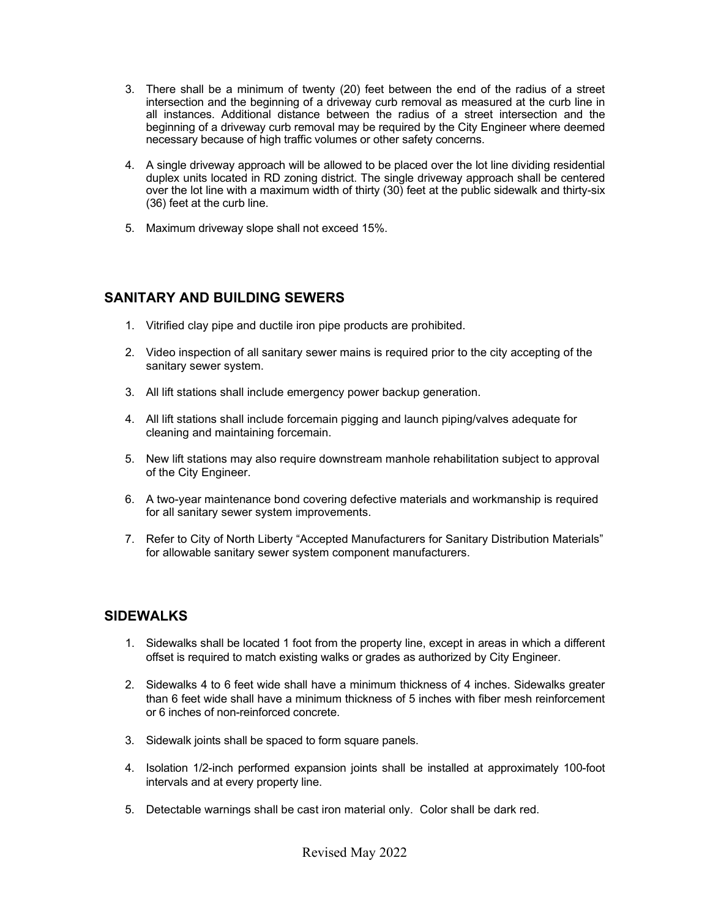3. There shall be a minimum of twenty (20) feet between the end of the radius of a street intersection and the beginning of a driveway curb removal as measured at the curb line in all instances. Additional distance between the radius of a street intersection and the beginning of a driveway curb removal may be required by the City Engineer where deemed necessary because of high traffic volumes or other safety concerns.

4. A single driveway approach will be allowed to be placed over the lot line dividing residential duplex units located in RD zoning district. The single driveway approach shall be centered over the lot line with a maximum width of thirty (30) feet at the public sidewalk and thirty-six (36) feet at the curb line.

5. Maximum driveway slope shall not exceed 15%.

## SANITARY AND BUILDING SEWERS

1. Vitrified clay pipe and ductile iron pipe products are prohibited.

2. Video inspection of all sanitary sewer mains is required prior to the city accepting of the sanitary sewer system.

3. All lift stations shall include emergency power backup generation.

4. All lift stations shall include forcemain pigging and launch piping/valves adequate for cleaning and maintaining forcemain.

5. New lift stations may also require downstream manhole rehabilitation subject to approval of the City Engineer.

6. A two-year maintenance bond covering defective materials and workmanship is required for all sanitary sewer system improvements.

7. Refer to City of North Liberty "Accepted Manufacturers for Sanitary Distribution Materials" for allowable sanitary sewer system component manufacturers.

## SIDEWALKS

1. Sidewalks shall be located 1 foot from the property line, except in areas in which a different offset is required to match existing walks or grades as authorized by City Engineer.

2. Sidewalks 4 to 6 feet wide shall have a minimum thickness of 4 inches. Sidewalks greater than 6 feet wide shall have a minimum thickness of 5 inches with fiber mesh reinforcement or 6 inches of non-reinforced concrete.

3. Sidewalk joints shall be spaced to form square panels.

4. Isolation 1/2-inch performed expansion joints shall be installed at approximately 100-foot intervals and at every property line.

5. Detectable warnings shall be cast iron material only. Color shall be dark red.

Revised May 2022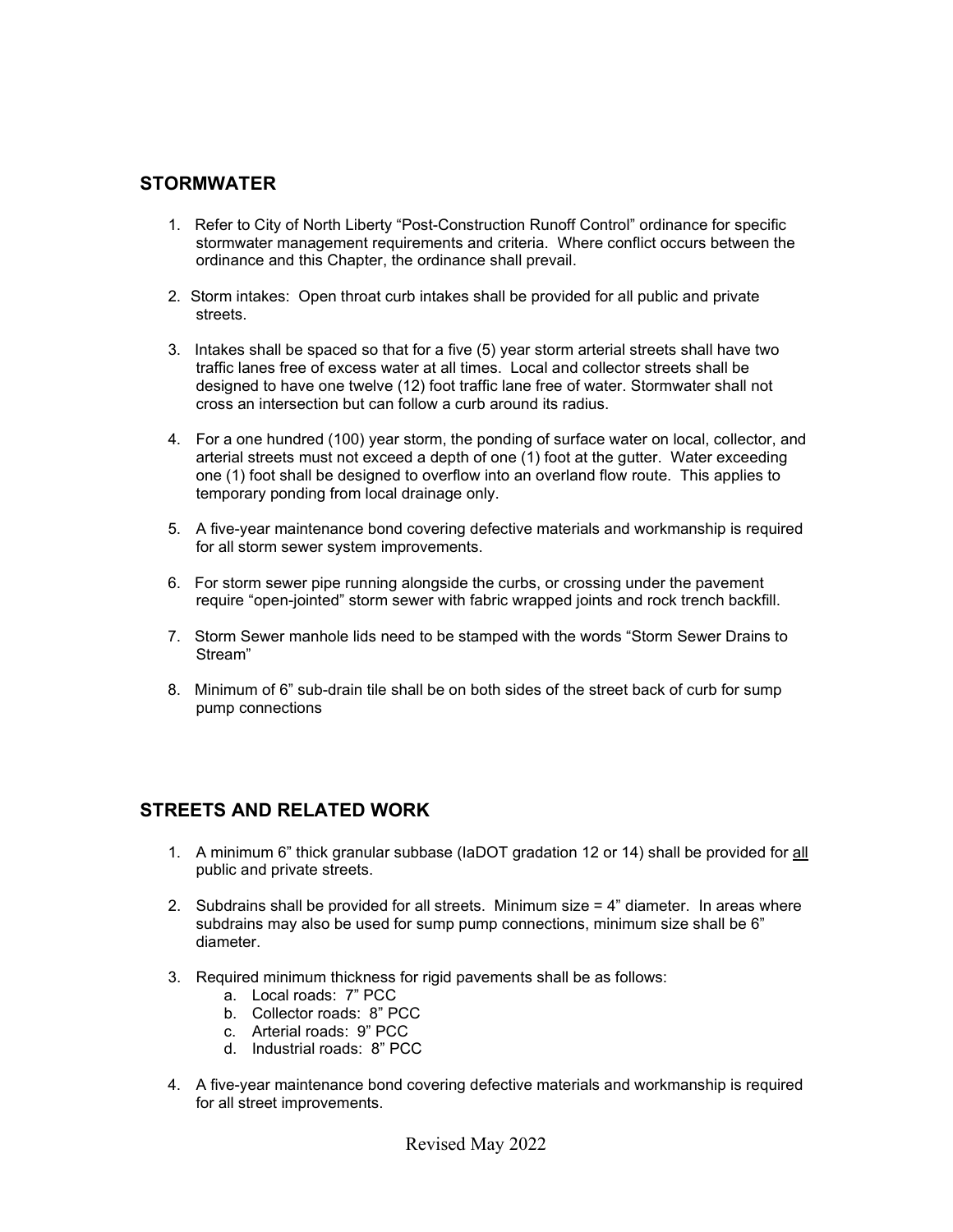## STORMWATER

1. Refer to City of North Liberty "Post-Construction Runoff Control" ordinance for specific stormwater management requirements and criteria. Where conflict occurs between the ordinance and this Chapter, the ordinance shall prevail.

2. Storm intakes: Open throat curb intakes shall be provided for all public and private streets.

3. Intakes shall be spaced so that for a five (5) year storm arterial streets shall have two traffic lanes free of excess water at all times. Local and collector streets shall be designed to have one twelve (12) foot traffic lane free of water. Stormwater shall not cross an intersection but can follow a curb around its radius.

4. For a one hundred (100) year storm, the ponding of surface water on local, collector, and arterial streets must not exceed a depth of one (1) foot at the gutter. Water exceeding one (1) foot shall be designed to overflow into an overland flow route. This applies to temporary ponding from local drainage only.

5. A five-year maintenance bond covering defective materials and workmanship is required for all storm sewer system improvements.

6. For storm sewer pipe running alongside the curbs, or crossing under the pavement require "open-jointed" storm sewer with fabric wrapped joints and rock trench backfill.

7. Storm Sewer manhole lids need to be stamped with the words "Storm Sewer Drains to Stream"

8. Minimum of 6" sub-drain tile shall be on both sides of the street back of curb for sump pump connections

## STREETS AND RELATED WORK

1. A minimum 6" thick granular subbase (IaDOT gradation 12 or 14) shall be provided for <u>all</u> public and private streets.

2. Subdrains shall be provided for all streets. Minimum size = 4" diameter. In areas where subdrains may also be used for sump pump connections, minimum size shall be 6" diameter.

3. Required minimum thickness for rigid pavements shall be as follows:
   a. Local roads: 7" PCC
   b. Collector roads: 8" PCC
   c. Arterial roads: 9" PCC
   d. Industrial roads: 8" PCC

4. A five-year maintenance bond covering defective materials and workmanship is required for all street improvements.

Revised May 2022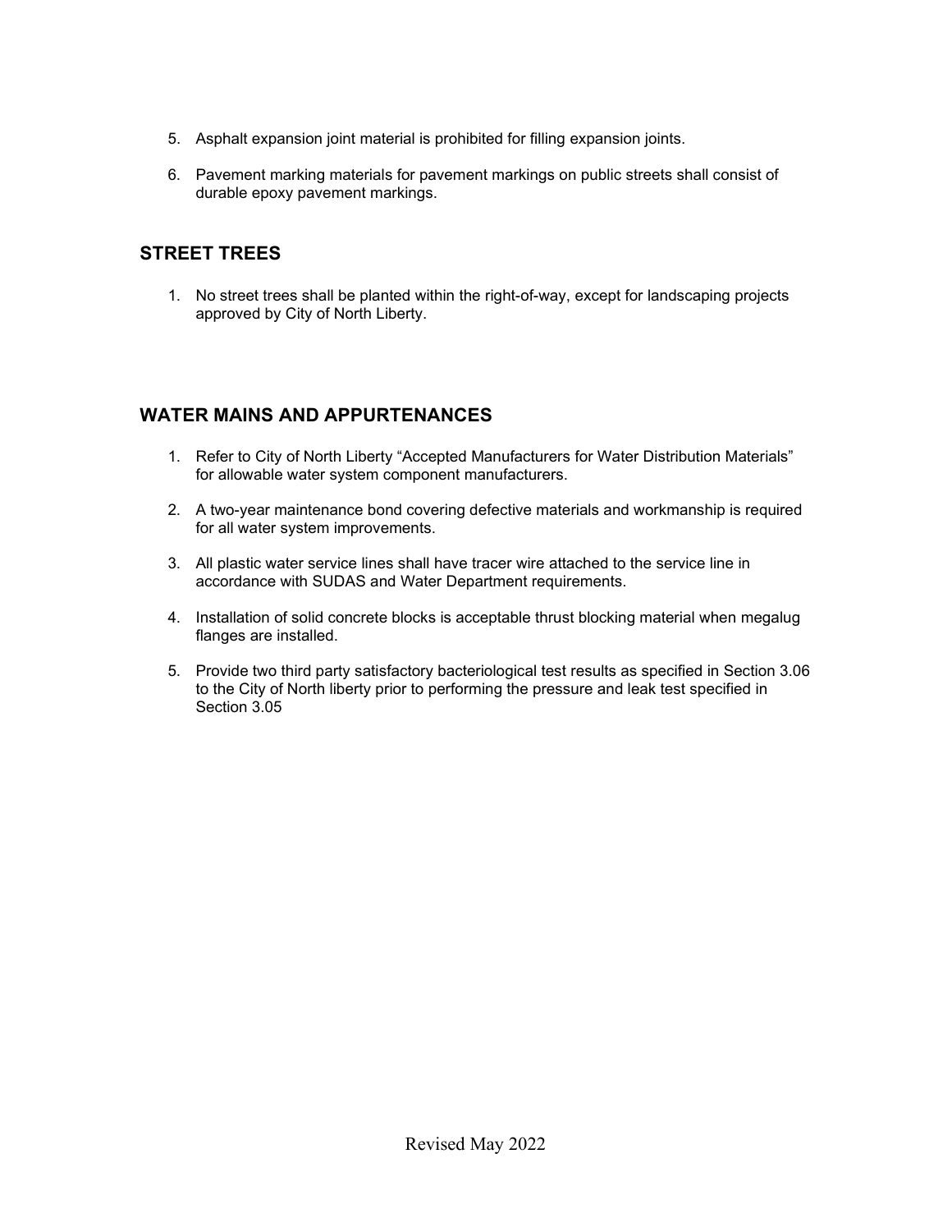5. Asphalt expansion joint material is prohibited for filling expansion joints.

6. Pavement marking materials for pavement markings on public streets shall consist of durable epoxy pavement markings.

## STREET TREES

1. No street trees shall be planted within the right-of-way, except for landscaping projects approved by City of North Liberty.

## WATER MAINS AND APPURTENANCES

1. Refer to City of North Liberty "Accepted Manufacturers for Water Distribution Materials" for allowable water system component manufacturers.

2. A two-year maintenance bond covering defective materials and workmanship is required for all water system improvements.

3. All plastic water service lines shall have tracer wire attached to the service line in accordance with SUDAS and Water Department requirements.

4. Installation of solid concrete blocks is acceptable thrust blocking material when megalug flanges are installed.

5. Provide two third party satisfactory bacteriological test results as specified in Section 3.06 to the City of North liberty prior to performing the pressure and leak test specified in Section 3.05

Revised May 2022